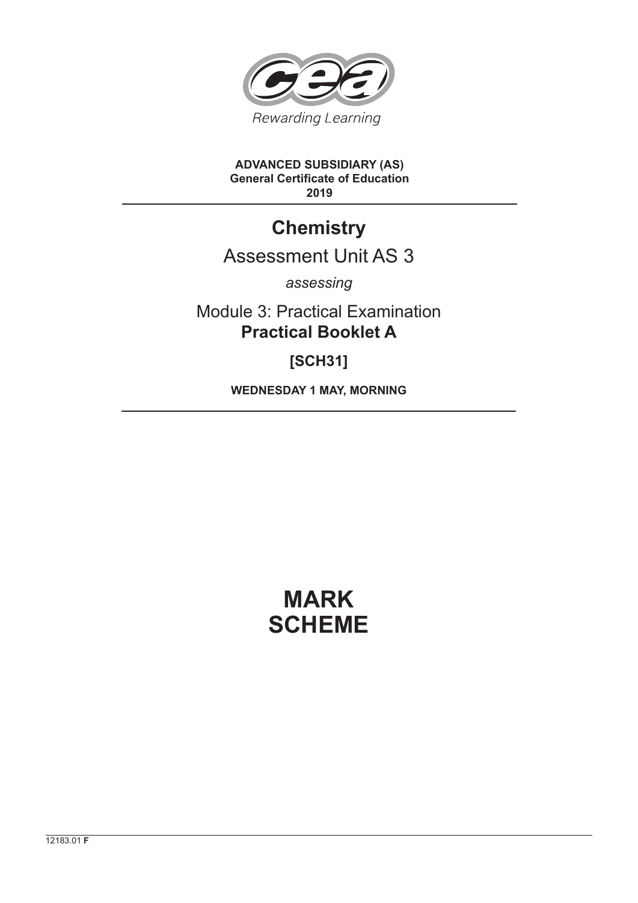Rewarding Learning

**ADVANCED SUBSIDIARY (AS)**
**General Certificate of Education**
**2019**

# Chemistry

## Assessment Unit AS 3

*assessing*

Module 3: Practical Examination
**Practical Booklet A**

**[SCH31]**

**WEDNESDAY 1 MAY, MORNING**

# MARK SCHEME

12183.01 **F**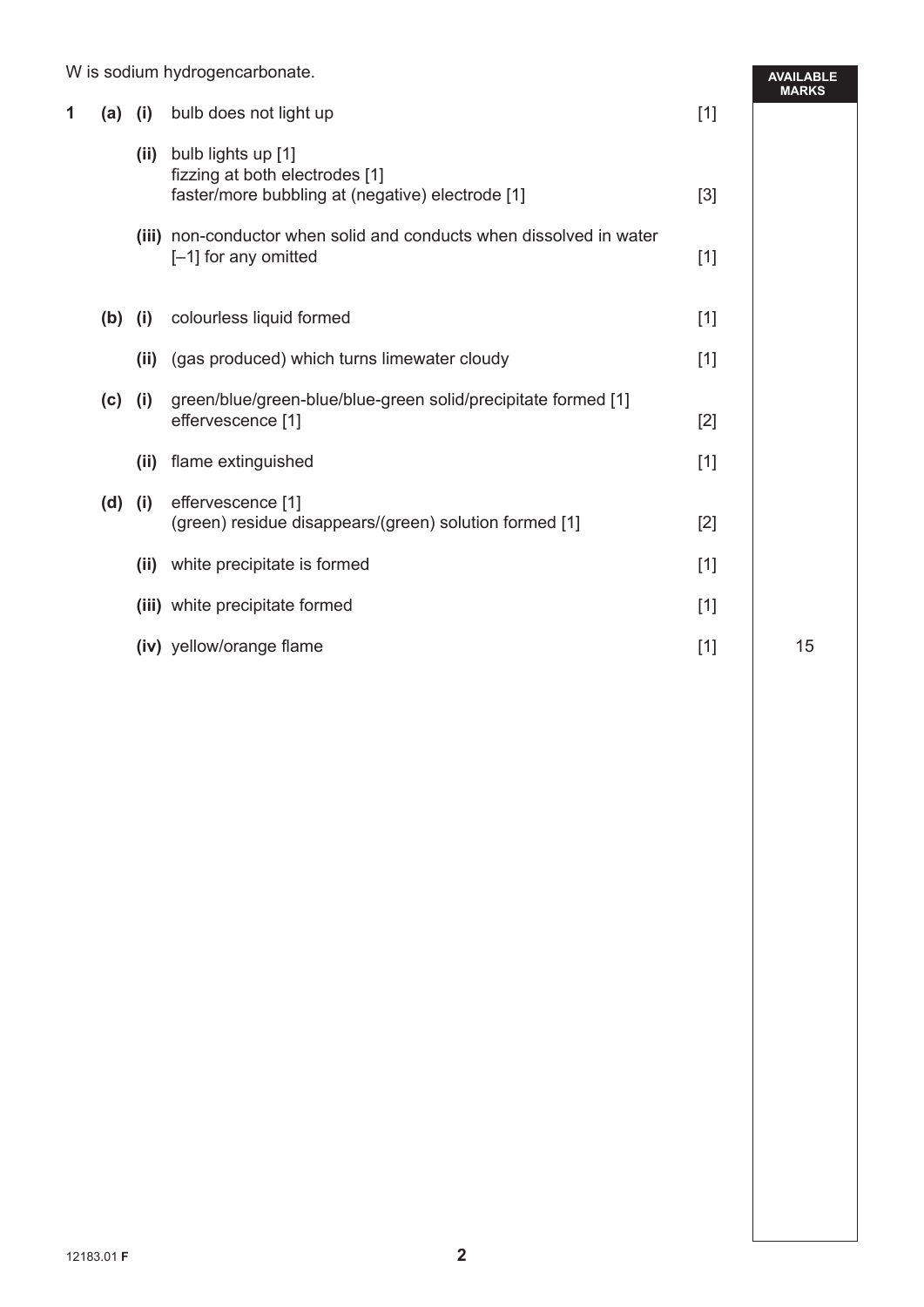W is sodium hydrogencarbonate.

| | | | | | AVAILABLE MARKS |
|---|---|---|---|---|---|
| 1 | (a) | (i) | bulb does not light up | [1] | |
| | | (ii) | bulb lights up [1]<br>fizzing at both electrodes [1]<br>faster/more bubbling at (negative) electrode [1] | [3] | |
| | | (iii) | non-conductor when solid and conducts when dissolved in water<br>[–1] for any omitted | [1] | |
| | (b) | (i) | colourless liquid formed | [1] | |
| | | (ii) | (gas produced) which turns limewater cloudy | [1] | |
| | (c) | (i) | green/blue/green-blue/blue-green solid/precipitate formed [1]<br>effervescence [1] | [2] | |
| | | (ii) | flame extinguished | [1] | |
| | (d) | (i) | effervescence [1]<br>(green) residue disappears/(green) solution formed [1] | [2] | |
| | | (ii) | white precipitate is formed | [1] | |
| | | (iii) | white precipitate formed | [1] | |
| | | (iv) | yellow/orange flame | [1] | 15 |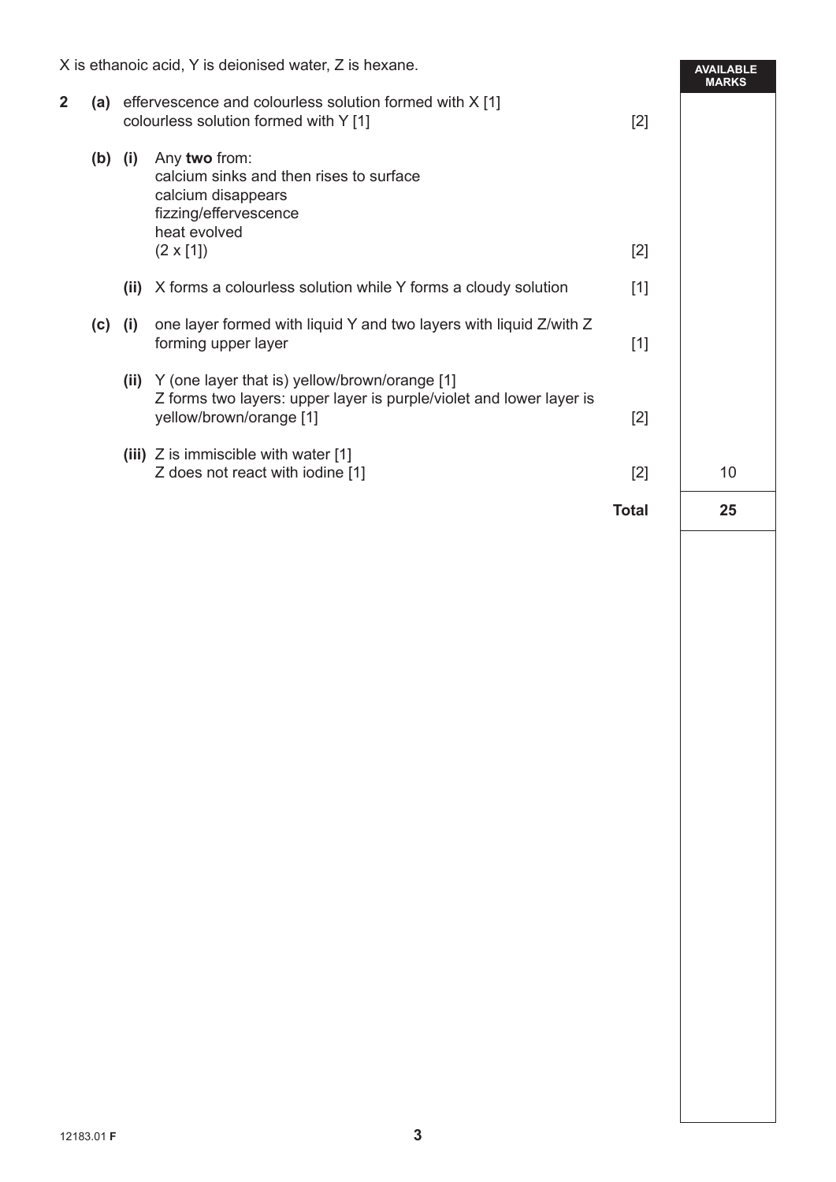X is ethanoic acid, Y is deionised water, Z is hexane.

| | | | | | AVAILABLE MARKS |
|---|---|---|---|---|---|
| 2 | (a) | | effervescence and colourless solution formed with X [1]<br>colourless solution formed with Y [1] | [2] | |
| | (b) | (i) | Any **two** from:<br>calcium sinks and then rises to surface<br>calcium disappears<br>fizzing/effervescence<br>heat evolved<br>(2 x [1]) | [2] | |
| | | (ii) | X forms a colourless solution while Y forms a cloudy solution | [1] | |
| | (c) | (i) | one layer formed with liquid Y and two layers with liquid Z/with Z forming upper layer | [1] | |
| | | (ii) | Y (one layer that is) yellow/brown/orange [1]<br>Z forms two layers: upper layer is purple/violet and lower layer is yellow/brown/orange [1] | [2] | |
| | | (iii) | Z is immiscible with water [1]<br>Z does not react with iodine [1] | [2] | 10 |
| | | | | **Total** | **25** |